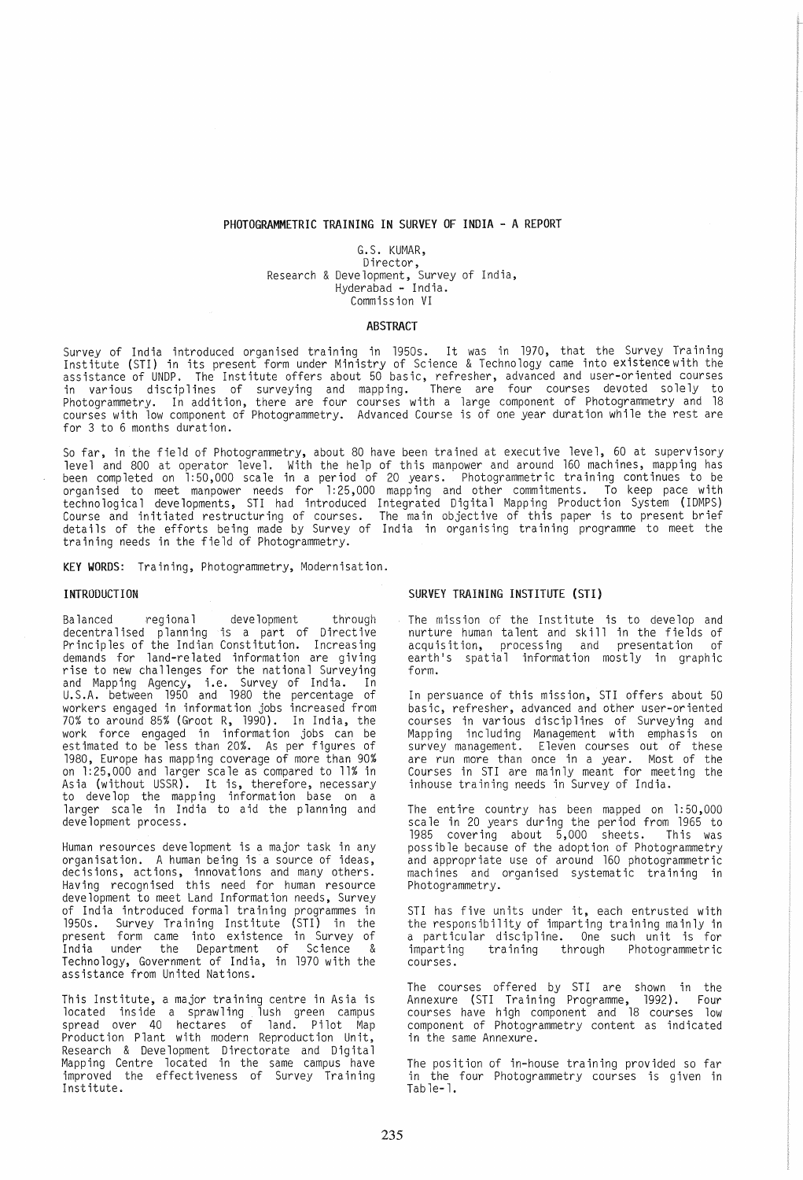# PHOTOGRAMMETRIC TRAINING IN SURVEY OF INDIA - A REPORT

G.S. KUMAR,
Director,
Research & Development, Survey of India,
Hyderabad - India.
Commission VI

## ABSTRACT

Survey of India introduced organised training in 1950s. It was in 1970, that the Survey Training Institute (STI) in its present form under Ministry of Science & Technology came into existence with the assistance of UNDP. The Institute offers about 50 basic, refresher, advanced and user-oriented courses in various disciplines of surveying and mapping. There are four courses devoted solely to Photogrammetry. In addition, there are four courses with a large component of Photogrammetry and 18 courses with low component of Photogrammetry. Advanced Course is of one year duration while the rest are for 3 to 6 months duration.

So far, in the field of Photogrammetry, about 80 have been trained at executive level, 60 at supervisory level and 800 at operator level. With the help of this manpower and around 160 machines, mapping has been completed on 1:50,000 scale in a period of 20 years. Photogrammetric training continues to be organised to meet manpower needs for 1:25,000 mapping and other commitments. To keep pace with technological developments, STI had introduced Integrated Digital Mapping Production System (IDMPS) Course and initiated restructuring of courses. The main objective of this paper is to present brief details of the efforts being made by Survey of India in organising training programme to meet the training needs in the field of Photogrammetry.

**KEY WORDS:** Training, Photogrammetry, Modernisation.

## INTRODUCTION

Balanced regional development through decentralised planning is a part of Directive Principles of the Indian Constitution. Increasing demands for land-related information are giving rise to new challenges for the national Surveying and Mapping Agency, i.e. Survey of India. In U.S.A. between 1950 and 1980 the percentage of workers engaged in information jobs increased from 70% to around 85% (Groot R, 1990). In India, the work force engaged in information jobs can be estimated to be less than 20%. As per figures of 1980, Europe has mapping coverage of more than 90% on 1:25,000 and larger scale as compared to 11% in Asia (without USSR). It is, therefore, necessary to develop the mapping information base on a larger scale in India to aid the planning and development process.

Human resources development is a major task in any organisation. A human being is a source of ideas, decisions, actions, innovations and many others. Having recognised this need for human resource development to meet Land Information needs, Survey of India introduced formal training programmes in 1950s. Survey Training Institute (STI) in the present form came into existence in Survey of India under the Department of Science & Technology, Government of India, in 1970 with the assistance from United Nations.

This Institute, a major training centre in Asia is located inside a sprawling lush green campus spread over 40 hectares of land. Pilot Map Production Plant with modern Reproduction Unit, Research & Development Directorate and Digital Mapping Centre located in the same campus have improved the effectiveness of Survey Training Institute.

## SURVEY TRAINING INSTITUTE (STI)

The mission of the Institute is to develop and nurture human talent and skill in the fields of acquisition, processing and presentation of earth's spatial information mostly in graphic form.

In persuance of this mission, STI offers about 50 basic, refresher, advanced and other user-oriented courses in various disciplines of Surveying and Mapping including Management with emphasis on survey management. Eleven courses out of these are run more than once in a year. Most of the Courses in STI are mainly meant for meeting the inhouse training needs in Survey of India.

The entire country has been mapped on 1:50,000 scale in 20 years during the period from 1965 to 1985 covering about 5,000 sheets. This was possible because of the adoption of Photogrammetry and appropriate use of around 160 photogrammetric machines and organised systematic training in Photogrammetry.

STI has five units under it, each entrusted with the responsibility of imparting training mainly in a particular discipline. One such unit is for imparting training through Photogrammetric courses.

The courses offered by STI are shown in the Annexure (STI Training Programme, 1992). Four courses have high component and 18 courses low component of Photogrammetry content as indicated in the same Annexure.

The position of in-house training provided so far in the four Photogrammetry courses is given in Table-1.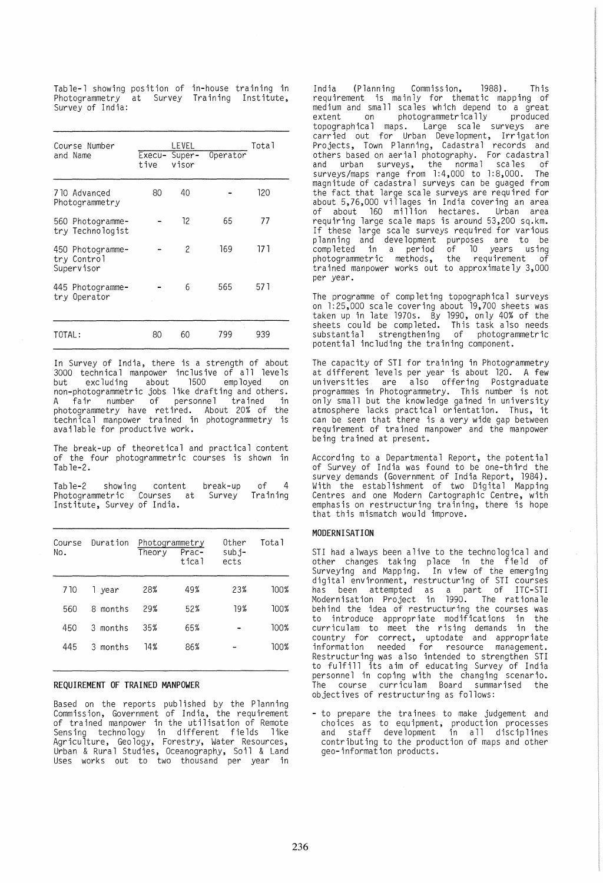Table-1 showing position of in-house training in Photogrammetry at Survey Training Institute, Survey of India:

| Course Number and Name | LEVEL | | | Total |
|---|---|---|---|---|
| | Executive | Supervisor | Operator | |
| 710 Advanced Photogrammetry | 80 | 40 | - | 120 |
| 560 Photogrammetry Technologist | - | 12 | 65 | 77 |
| 450 Photogrammetry Control Supervisor | - | 2 | 169 | 171 |
| 445 Photogrammetry Operator | - | 6 | 565 | 571 |
| TOTAL: | 80 | 60 | 799 | 939 |

In Survey of India, there is a strength of about 3000 technical manpower inclusive of all levels but excluding about 1500 employed on non-photogrammetric jobs like drafting and others. A fair number of personnel trained in photogrammetry have retired. About 20% of the technical manpower trained in photogrammetry is available for productive work.

The break-up of theoretical and practical content of the four photogrammetric courses is shown in Table-2.

Table-2 showing content break-up of 4 Photogrammetric Courses at Survey Training Institute, Survey of India.

| Course No. | Duration | Photogrammetry | | Other subjects | Total |
|---|---|---|---|---|---|
| | | Theory | Practical | | |
| 710 | 1 year | 28% | 49% | 23% | 100% |
| 560 | 8 months | 29% | 52% | 19% | 100% |
| 450 | 3 months | 35% | 65% | - | 100% |
| 445 | 3 months | 14% | 86% | - | 100% |

## REQUIREMENT OF TRAINED MANPOWER

Based on the reports published by the Planning Commission, Government of India, the requirement of trained manpower in the utilisation of Remote Sensing technology in different fields like Agriculture, Geology, Forestry, Water Resources, Urban & Rural Studies, Oceanography, Soil & Land Uses works out to two thousand per year in India (Planning Commission, 1988). This requirement is mainly for thematic mapping of medium and small scales which depend to a great extent on photogrammetrically produced topographical maps. Large scale surveys are carried out for Urban Development, Irrigation Projects, Town Planning, Cadastral records and others based on aerial photography. For cadastral and urban surveys, the normal scales of surveys/maps range from 1:4,000 to 1:8,000. The magnitude of cadastral surveys can be guaged from the fact that large scale surveys are required for about 5,76,000 villages in India covering an area of about 160 million hectares. Urban area requiring large scale maps is around 53,200 sq.km. If these large scale surveys required for various planning and development purposes are to be completed in a period of 10 years using photogrammetric methods, the requirement of trained manpower works out to approximately 3,000 per year.

The programme of completing topographical surveys on 1:25,000 scale covering about 19,700 sheets was taken up in late 1970s. By 1990, only 40% of the sheets could be completed. This task also needs substantial strengthening of photogrammetric potential including the training component.

The capacity of STI for training in Photogrammetry at different levels per year is about 120. A few universities are also offering Postgraduate programmes in Photogrammetry. This number is not only small but the knowledge gained in university atmosphere lacks practical orientation. Thus, it can be seen that there is a very wide gap between requirement of trained manpower and the manpower being trained at present.

According to a Departmental Report, the potential of Survey of India was found to be one-third the survey demands (Government of India Report, 1984). With the establishment of two Digital Mapping Centres and one Modern Cartographic Centre, with emphasis on restructuring training, there is hope that this mismatch would improve.

## MODERNISATION

STI had always been alive to the technological and other changes taking place in the field of Surveying and Mapping. In view of the emerging digital environment, restructuring of STI courses has been attempted as a part of ITC-STI Modernisation Project in 1990. The rationale behind the idea of restructuring the courses was to introduce appropriate modifications in the curriculam to meet the rising demands in the country for correct, uptodate and appropriate information needed for resource management. Restructuring was also intended to strengthen STI to fulfill its aim of educating Survey of India personnel in coping with the changing scenario. The course curriculam Board summarised the objectives of restructuring as follows:

- to prepare the trainees to make judgement and choices as to equipment, production processes and staff development in all disciplines contributing to the production of maps and other geo-information products.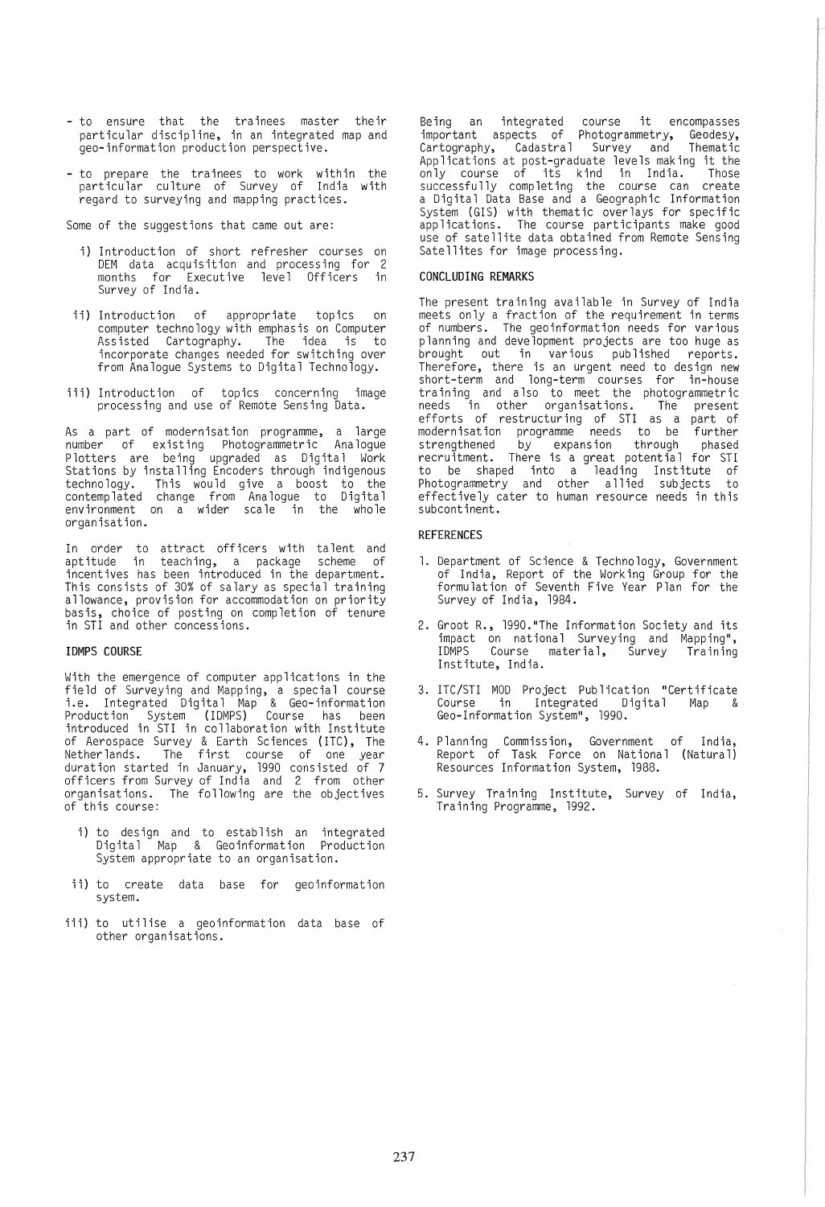- to ensure that the trainees master their particular discipline, in an integrated map and geo-information production perspective.

- to prepare the trainees to work within the particular culture of Survey of India with regard to surveying and mapping practices.

Some of the suggestions that came out are:

i) Introduction of short refresher courses on DEM data acquisition and processing for 2 months for Executive level Officers in Survey of India.

ii) Introduction of appropriate topics on computer technology with emphasis on Computer Assisted Cartography. The idea is to incorporate changes needed for switching over from Analogue Systems to Digital Technology.

iii) Introduction of topics concerning image processing and use of Remote Sensing Data.

As a part of modernisation programme, a large number of existing Photogrammetric Analogue Plotters are being upgraded as Digital Work Stations by installing Encoders through indigenous technology. This would give a boost to the contemplated change from Analogue to Digital environment on a wider scale in the whole organisation.

In order to attract officers with talent and aptitude in teaching, a package scheme of incentives has been introduced in the department. This consists of 30% of salary as special training allowance, provision for accommodation on priority basis, choice of posting on completion of tenure in STI and other concessions.

## IDMPS COURSE

With the emergence of computer applications in the field of Surveying and Mapping, a special course i.e. Integrated Digital Map & Geo-information Production System (IDMPS) Course has been introduced in STI in collaboration with Institute of Aerospace Survey & Earth Sciences (ITC), The Netherlands. The first course of one year duration started in January, 1990 consisted of 7 officers from Survey of India and 2 from other organisations. The following are the objectives of this course:

i) to design and to establish an integrated Digital Map & Geoinformation Production System appropriate to an organisation.

ii) to create data base for geoinformation system.

iii) to utilise a geoinformation data base of other organisations.

Being an integrated course it encompasses important aspects of Photogrammetry, Geodesy, Cartography, Cadastral Survey and Thematic Applications at post-graduate levels making it the only course of its kind in India. Those successfully completing the course can create a Digital Data Base and a Geographic Information System (GIS) with thematic overlays for specific applications. The course participants make good use of satellite data obtained from Remote Sensing Satellites for image processing.

## CONCLUDING REMARKS

The present training available in Survey of India meets only a fraction of the requirement in terms of numbers. The geoinformation needs for various planning and development projects are too huge as brought out in various published reports. Therefore, there is an urgent need to design new short-term and long-term courses for in-house training and also to meet the photogrammetric needs in other organisations. The present efforts of restructuring of STI as a part of modernisation programme needs to be further strengthened by expansion through phased recruitment. There is a great potential for STI to be shaped into a leading Institute of Photogrammetry and other allied subjects to effectively cater to human resource needs in this subcontinent.

## REFERENCES

1. Department of Science & Technology, Government of India, Report of the Working Group for the formulation of Seventh Five Year Plan for the Survey of India, 1984.

2. Groot R., 1990."The Information Society and its impact on national Surveying and Mapping", IDMPS Course material, Survey Training Institute, India.

3. ITC/STI MOD Project Publication "Certificate Course in Integrated Digital Map & Geo-Information System", 1990.

4. Planning Commission, Government of India, Report of Task Force on National (Natural) Resources Information System, 1988.

5. Survey Training Institute, Survey of India, Training Programme, 1992.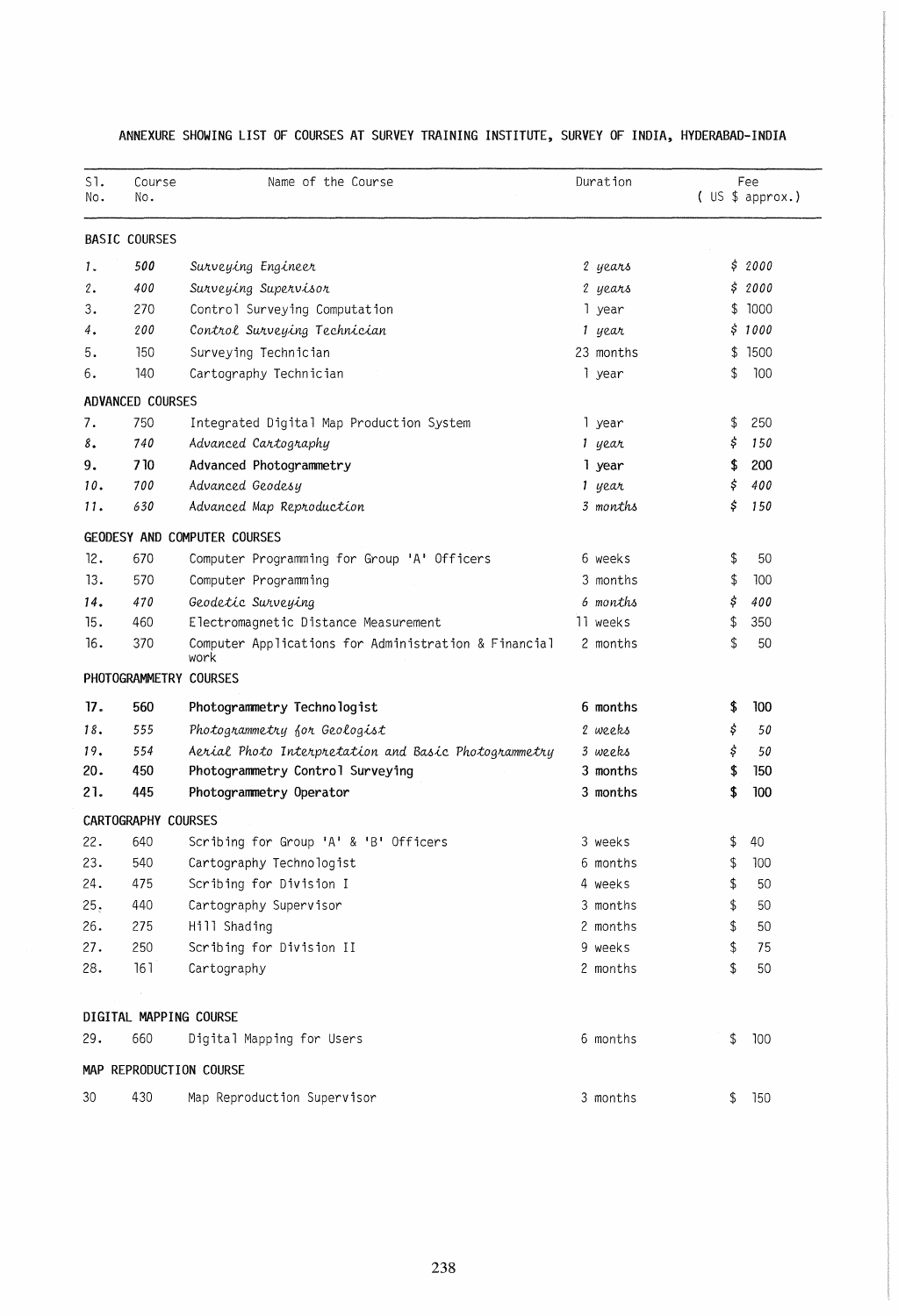ANNEXURE SHOWING LIST OF COURSES AT SURVEY TRAINING INSTITUTE, SURVEY OF INDIA, HYDERABAD-INDIA

| Sl. No. | Course No. | Name of the Course | Duration | Fee ( US $ approx.) |
|---|---|---|---|---|
| **BASIC COURSES** | | | | |
| *1.* | *500* | *Surveying Engineer* | *2 years* | *$ 2000* |
| *2.* | *400* | *Surveying Supervisor* | *2 years* | *$ 2000* |
| 3. | 270 | Control Surveying Computation | 1 year | $ 1000 |
| *4.* | *200* | *Control Surveying Technician* | *1 year* | *$ 1000* |
| 5. | 150 | Surveying Technician | 23 months | $ 1500 |
| 6. | 140 | Cartography Technician | 1 year | $ 100 |
| **ADVANCED COURSES** | | | | |
| 7. | 750 | Integrated Digital Map Production System | 1 year | $ 250 |
| *8.* | *740* | *Advanced Cartography* | *1 year* | *$ 150* |
| **9.** | **710** | **Advanced Photogrammetry** | **1 year** | **$ 200** |
| *10.* | *700* | *Advanced Geodesy* | *1 year* | *$ 400* |
| *11.* | *630* | *Advanced Map Reproduction* | *3 months* | *$ 150* |
| **GEODESY AND COMPUTER COURSES** | | | | |
| 12. | 670 | Computer Programming for Group 'A' Officers | 6 weeks | $ 50 |
| 13. | 570 | Computer Programming | 3 months | $ 100 |
| *14.* | *470* | *Geodetic Surveying* | *6 months* | *$ 400* |
| 15. | 460 | Electromagnetic Distance Measurement | 11 weeks | $ 350 |
| 16. | 370 | Computer Applications for Administration & Financial work | 2 months | $ 50 |
| **PHOTOGRAMMETRY COURSES** | | | | |
| **17.** | **560** | **Photogrammetry Technologist** | **6 months** | **$ 100** |
| *18.* | *555* | *Photogrammetry for Geologist* | *2 weeks* | *$ 50* |
| *19.* | *554* | *Aerial Photo Interpretation and Basic Photogrammetry* | *3 weeks* | *$ 50* |
| **20.** | **450** | **Photogrammetry Control Surveying** | **3 months** | **$ 150** |
| **21.** | **445** | **Photogrammetry Operator** | **3 months** | **$ 100** |
| **CARTOGRAPHY COURSES** | | | | |
| 22. | 640 | Scribing for Group 'A' & 'B' Officers | 3 weeks | $ 40 |
| 23. | 540 | Cartography Technologist | 6 months | $ 100 |
| 24. | 475 | Scribing for Division I | 4 weeks | $ 50 |
| 25. | 440 | Cartography Supervisor | 3 months | $ 50 |
| 26. | 275 | Hill Shading | 2 months | $ 50 |
| 27. | 250 | Scribing for Division II | 9 weeks | $ 75 |
| 28. | 161 | Cartography | 2 months | $ 50 |
| **DIGITAL MAPPING COURSE** | | | | |
| 29. | 660 | Digital Mapping for Users | 6 months | $ 100 |
| **MAP REPRODUCTION COURSE** | | | | |
| 30 | 430 | Map Reproduction Supervisor | 3 months | $ 150 |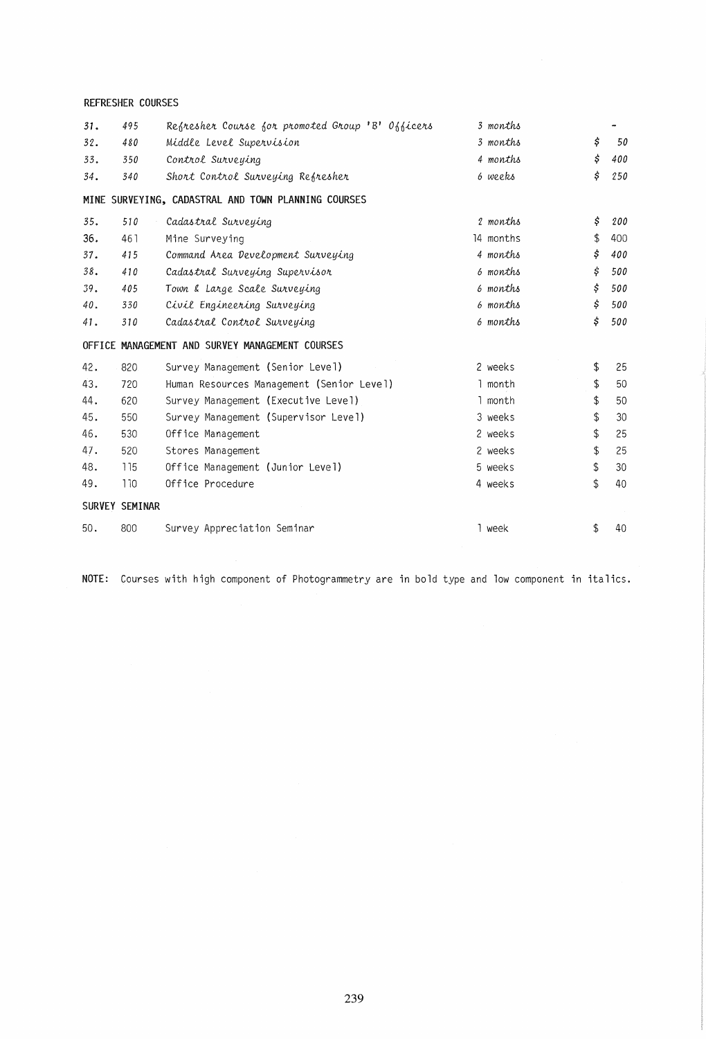REFRESHER COURSES

| | | | | |
|---|---|---|---|---|
| *31.* | *495* | *Refresher Course for promoted Group 'B' Officers* | *3 months* | - |
| *32.* | *480* | *Middle Level Supervision* | *3 months* | *$ 50* |
| *33.* | *350* | *Control Surveying* | *4 months* | *$ 400* |
| *34.* | *340* | *Short Control Surveying Refresher* | *6 weeks* | *$ 250* |

MINE SURVEYING, CADASTRAL AND TOWN PLANNING COURSES

| | | | | |
|---|---|---|---|---|
| *35.* | *510* | *Cadastral Surveying* | *2 months* | *$ 200* |
| 36. | 461 | Mine Surveying | 14 months | $ 400 |
| *37.* | *415* | *Command Area Development Surveying* | *4 months* | *$ 400* |
| *38.* | *410* | *Cadastral Surveying Supervisor* | *6 months* | *$ 500* |
| *39.* | *405* | *Town & Large Scale Surveying* | *6 months* | *$ 500* |
| *40.* | *330* | *Civil Engineering Surveying* | *6 months* | *$ 500* |
| *41.* | *310* | *Cadastral Control Surveying* | *6 months* | *$ 500* |

OFFICE MANAGEMENT AND SURVEY MANAGEMENT COURSES

| | | | | |
|---|---|---|---|---|
| 42. | 820 | Survey Management (Senior Level) | 2 weeks | $ 25 |
| 43. | 720 | Human Resources Management (Senior Level) | 1 month | $ 50 |
| 44. | 620 | Survey Management (Executive Level) | 1 month | $ 50 |
| 45. | 550 | Survey Management (Supervisor Level) | 3 weeks | $ 30 |
| 46. | 530 | Office Management | 2 weeks | $ 25 |
| 47. | 520 | Stores Management | 2 weeks | $ 25 |
| 48. | 115 | Office Management (Junior Level) | 5 weeks | $ 30 |
| 49. | 110 | Office Procedure | 4 weeks | $ 40 |

SURVEY SEMINAR

| | | | | |
|---|---|---|---|---|
| 50. | 800 | Survey Appreciation Seminar | 1 week | $ 40 |

NOTE: Courses with high component of Photogrammetry are in bold type and low component in italics.